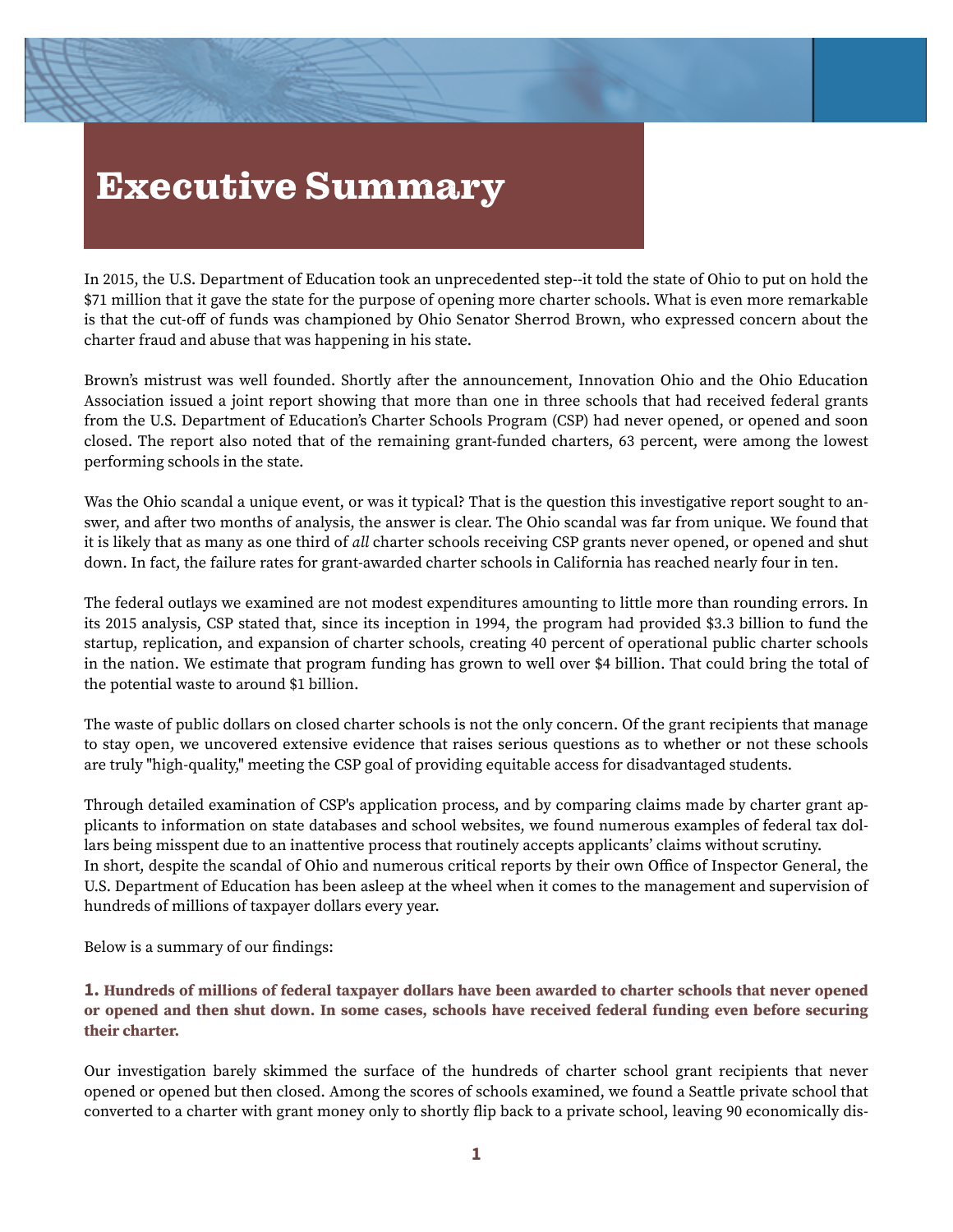# Executive Summary

In 2015, the U.S. Department of Education took an unprecedented step--it told the state of Ohio to put on hold the $71 million that it gave the state for the purpose of opening more charter schools. What is even more remarkable is that the cut-off of funds was championed by Ohio Senator Sherrod Brown, who expressed concern about the charter fraud and abuse that was happening in his state.

Brown's mistrust was well founded. Shortly after the announcement, Innovation Ohio and the Ohio Education Association issued a joint report showing that more than one in three schools that had received federal grants from the U.S. Department of Education's Charter Schools Program (CSP) had never opened, or opened and soon closed. The report also noted that of the remaining grant-funded charters, 63 percent, were among the lowest performing schools in the state.

Was the Ohio scandal a unique event, or was it typical? That is the question this investigative report sought to answer, and after two months of analysis, the answer is clear. The Ohio scandal was far from unique. We found that it is likely that as many as one third of *all* charter schools receiving CSP grants never opened, or opened and shut down. In fact, the failure rates for grant-awarded charter schools in California has reached nearly four in ten.

The federal outlays we examined are not modest expenditures amounting to little more than rounding errors. In its 2015 analysis, CSP stated that, since its inception in 1994, the program had provided $3.3 billion to fund the startup, replication, and expansion of charter schools, creating 40 percent of operational public charter schools in the nation. We estimate that program funding has grown to well over $4 billion. That could bring the total of the potential waste to around $1 billion.

The waste of public dollars on closed charter schools is not the only concern. Of the grant recipients that manage to stay open, we uncovered extensive evidence that raises serious questions as to whether or not these schools are truly "high-quality," meeting the CSP goal of providing equitable access for disadvantaged students.

Through detailed examination of CSP's application process, and by comparing claims made by charter grant applicants to information on state databases and school websites, we found numerous examples of federal tax dollars being misspent due to an inattentive process that routinely accepts applicants' claims without scrutiny.
In short, despite the scandal of Ohio and numerous critical reports by their own Office of Inspector General, the U.S. Department of Education has been asleep at the wheel when it comes to the management and supervision of hundreds of millions of taxpayer dollars every year.

Below is a summary of our findings:

**1. Hundreds of millions of federal taxpayer dollars have been awarded to charter schools that never opened or opened and then shut down. In some cases, schools have received federal funding even before securing their charter.**

Our investigation barely skimmed the surface of the hundreds of charter school grant recipients that never opened or opened but then closed. Among the scores of schools examined, we found a Seattle private school that converted to a charter with grant money only to shortly flip back to a private school, leaving 90 economically dis-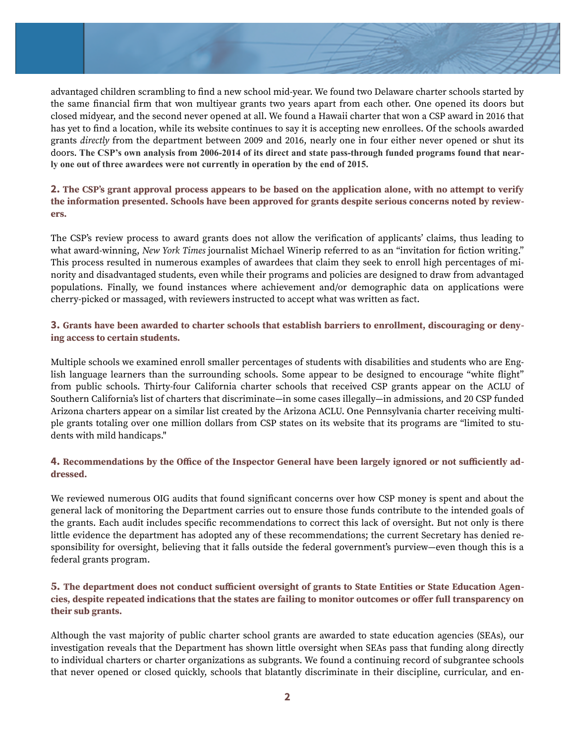advantaged children scrambling to find a new school mid-year. We found two Delaware charter schools started by the same financial firm that won multiyear grants two years apart from each other. One opened its doors but closed midyear, and the second never opened at all. We found a Hawaii charter that won a CSP award in 2016 that has yet to find a location, while its website continues to say it is accepting new enrollees. Of the schools awarded grants *directly* from the department between 2009 and 2016, nearly one in four either never opened or shut its doors. **The CSP's own analysis from 2006-2014 of its direct and state pass-through funded programs found that nearly one out of three awardees were not currently in operation by the end of 2015.**

**2. The CSP's grant approval process appears to be based on the application alone, with no attempt to verify the information presented. Schools have been approved for grants despite serious concerns noted by reviewers.**

The CSP's review process to award grants does not allow the verification of applicants' claims, thus leading to what award-winning, *New York Times* journalist Michael Winerip referred to as an "invitation for fiction writing." This process resulted in numerous examples of awardees that claim they seek to enroll high percentages of minority and disadvantaged students, even while their programs and policies are designed to draw from advantaged populations. Finally, we found instances where achievement and/or demographic data on applications were cherry-picked or massaged, with reviewers instructed to accept what was written as fact.

**3. Grants have been awarded to charter schools that establish barriers to enrollment, discouraging or denying access to certain students.**

Multiple schools we examined enroll smaller percentages of students with disabilities and students who are English language learners than the surrounding schools. Some appear to be designed to encourage "white flight" from public schools. Thirty-four California charter schools that received CSP grants appear on the ACLU of Southern California's list of charters that discriminate—in some cases illegally—in admissions, and 20 CSP funded Arizona charters appear on a similar list created by the Arizona ACLU. One Pennsylvania charter receiving multiple grants totaling over one million dollars from CSP states on its website that its programs are "limited to students with mild handicaps."

**4. Recommendations by the Office of the Inspector General have been largely ignored or not sufficiently addressed.**

We reviewed numerous OIG audits that found significant concerns over how CSP money is spent and about the general lack of monitoring the Department carries out to ensure those funds contribute to the intended goals of the grants. Each audit includes specific recommendations to correct this lack of oversight. But not only is there little evidence the department has adopted any of these recommendations; the current Secretary has denied responsibility for oversight, believing that it falls outside the federal government's purview—even though this is a federal grants program.

**5. The department does not conduct sufficient oversight of grants to State Entities or State Education Agencies, despite repeated indications that the states are failing to monitor outcomes or offer full transparency on their sub grants.**

Although the vast majority of public charter school grants are awarded to state education agencies (SEAs), our investigation reveals that the Department has shown little oversight when SEAs pass that funding along directly to individual charters or charter organizations as subgrants. We found a continuing record of subgrantee schools that never opened or closed quickly, schools that blatantly discriminate in their discipline, curricular, and en-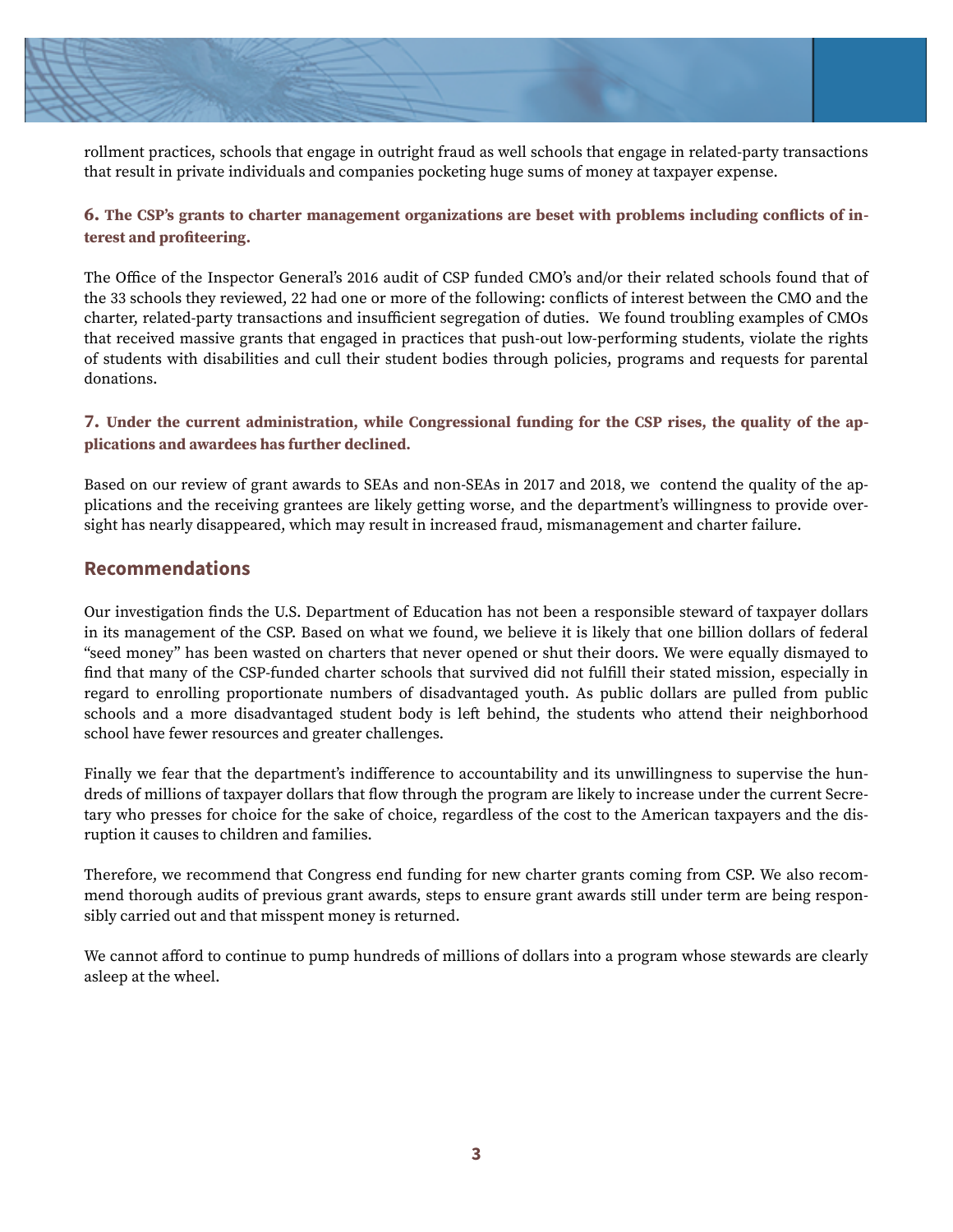rollment practices, schools that engage in outright fraud as well schools that engage in related-party transactions that result in private individuals and companies pocketing huge sums of money at taxpayer expense.

### 6. The CSP's grants to charter management organizations are beset with problems including conflicts of interest and profiteering.

The Office of the Inspector General's 2016 audit of CSP funded CMO's and/or their related schools found that of the 33 schools they reviewed, 22 had one or more of the following: conflicts of interest between the CMO and the charter, related-party transactions and insufficient segregation of duties. We found troubling examples of CMOs that received massive grants that engaged in practices that push-out low-performing students, violate the rights of students with disabilities and cull their student bodies through policies, programs and requests for parental donations.

### 7. Under the current administration, while Congressional funding for the CSP rises, the quality of the applications and awardees has further declined.

Based on our review of grant awards to SEAs and non-SEAs in 2017 and 2018, we contend the quality of the applications and the receiving grantees are likely getting worse, and the department's willingness to provide oversight has nearly disappeared, which may result in increased fraud, mismanagement and charter failure.

## Recommendations

Our investigation finds the U.S. Department of Education has not been a responsible steward of taxpayer dollars in its management of the CSP. Based on what we found, we believe it is likely that one billion dollars of federal "seed money" has been wasted on charters that never opened or shut their doors. We were equally dismayed to find that many of the CSP-funded charter schools that survived did not fulfill their stated mission, especially in regard to enrolling proportionate numbers of disadvantaged youth. As public dollars are pulled from public schools and a more disadvantaged student body is left behind, the students who attend their neighborhood school have fewer resources and greater challenges.

Finally we fear that the department's indifference to accountability and its unwillingness to supervise the hundreds of millions of taxpayer dollars that flow through the program are likely to increase under the current Secretary who presses for choice for the sake of choice, regardless of the cost to the American taxpayers and the disruption it causes to children and families.

Therefore, we recommend that Congress end funding for new charter grants coming from CSP. We also recommend thorough audits of previous grant awards, steps to ensure grant awards still under term are being responsibly carried out and that misspent money is returned.

We cannot afford to continue to pump hundreds of millions of dollars into a program whose stewards are clearly asleep at the wheel.